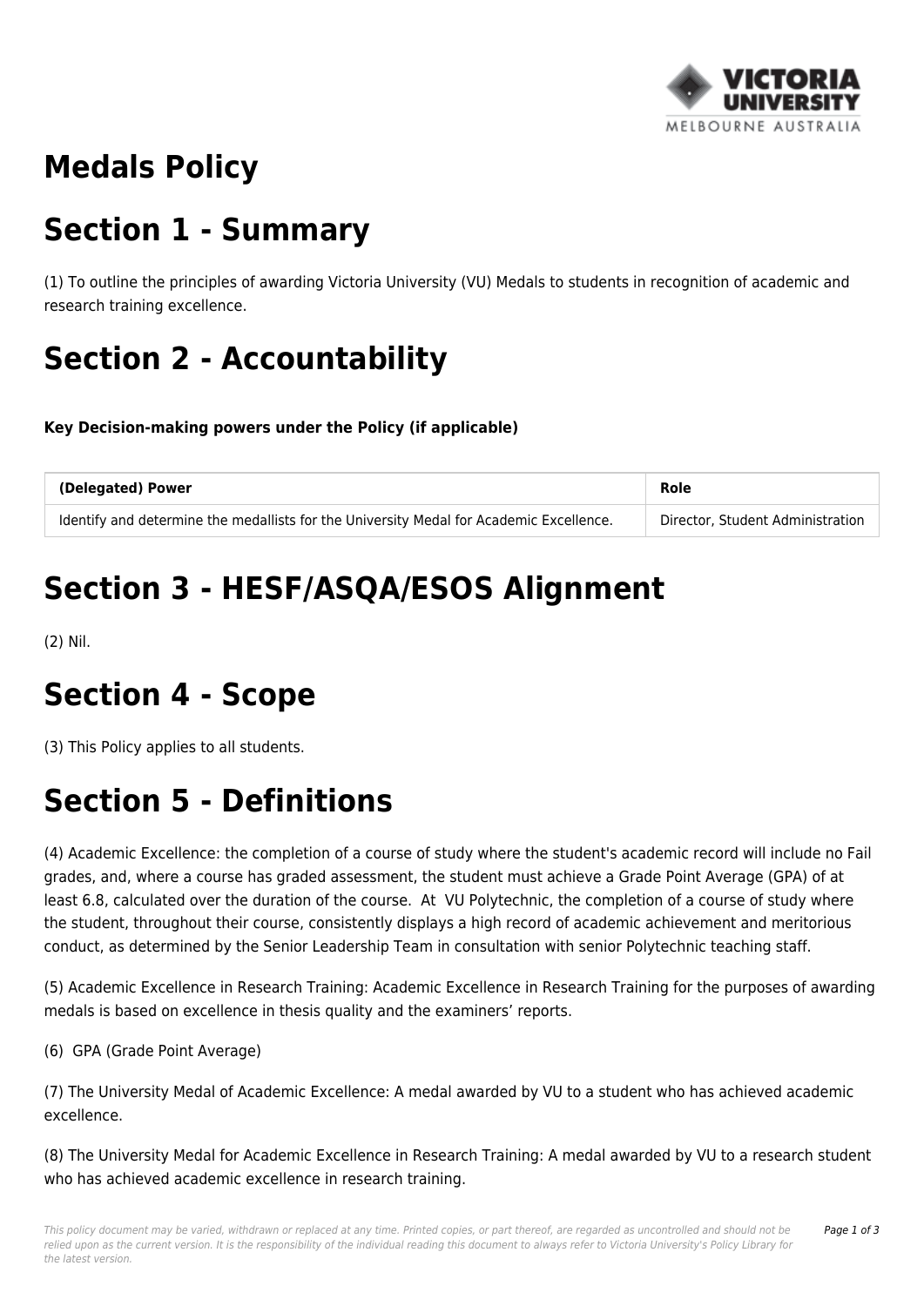# Medals Policy

# Section 1 - Summary

(1) To outline the principles of awarding Victoria University (VU) Medals to students in recognition of academic and research training excellence.

# Section 2 - Accountability

**Key Decision-making powers under the Policy (if applicable)**

| (Delegated) Power | Role |
| --- | --- |
| Identify and determine the medallists for the University Medal for Academic Excellence. | Director, Student Administration |

# Section 3 - HESF/ASQA/ESOS Alignment

(2) Nil.

# Section 4 - Scope

(3) This Policy applies to all students.

# Section 5 - Definitions

(4) Academic Excellence: the completion of a course of study where the student's academic record will include no Fail grades, and, where a course has graded assessment, the student must achieve a Grade Point Average (GPA) of at least 6.8, calculated over the duration of the course. At VU Polytechnic, the completion of a course of study where the student, throughout their course, consistently displays a high record of academic achievement and meritorious conduct, as determined by the Senior Leadership Team in consultation with senior Polytechnic teaching staff.

(5) Academic Excellence in Research Training: Academic Excellence in Research Training for the purposes of awarding medals is based on excellence in thesis quality and the examiners' reports.

(6) GPA (Grade Point Average)

(7) The University Medal of Academic Excellence: A medal awarded by VU to a student who has achieved academic excellence.

(8) The University Medal for Academic Excellence in Research Training: A medal awarded by VU to a research student who has achieved academic excellence in research training.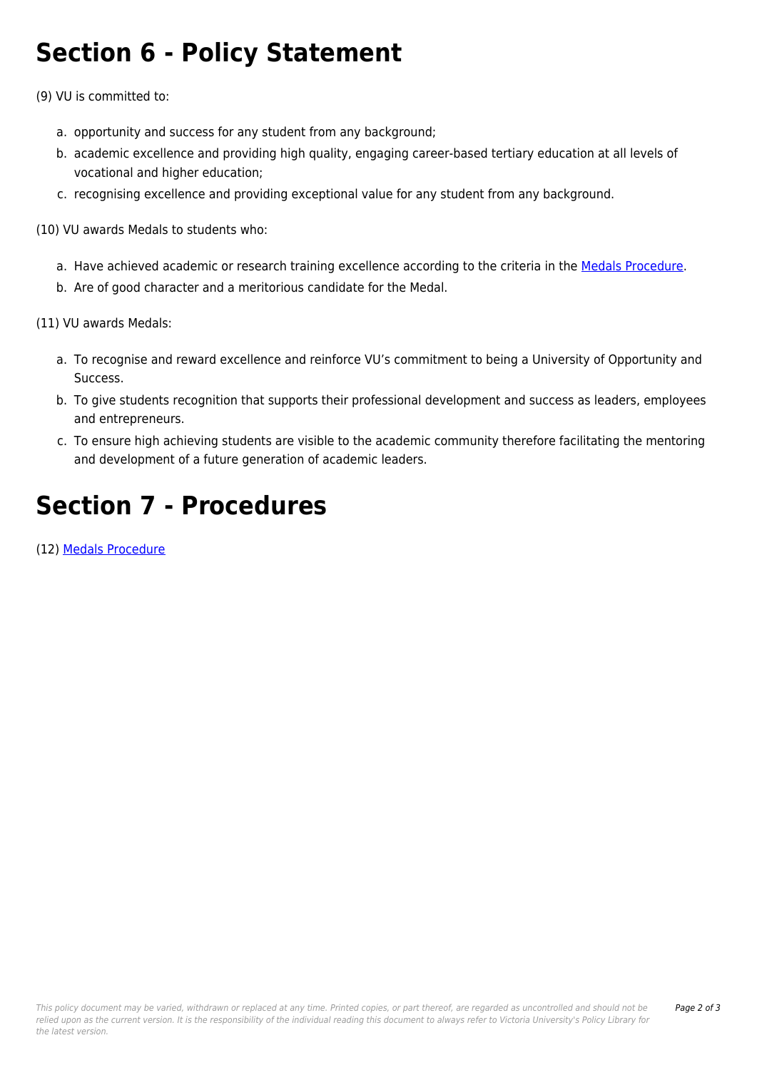# Section 6 - Policy Statement

(9) VU is committed to:

a. opportunity and success for any student from any background;
b. academic excellence and providing high quality, engaging career-based tertiary education at all levels of vocational and higher education;
c. recognising excellence and providing exceptional value for any student from any background.

(10) VU awards Medals to students who:

a. Have achieved academic or research training excellence according to the criteria in the Medals Procedure.
b. Are of good character and a meritorious candidate for the Medal.

(11) VU awards Medals:

a. To recognise and reward excellence and reinforce VU's commitment to being a University of Opportunity and Success.
b. To give students recognition that supports their professional development and success as leaders, employees and entrepreneurs.
c. To ensure high achieving students are visible to the academic community therefore facilitating the mentoring and development of a future generation of academic leaders.

# Section 7 - Procedures

(12) Medals Procedure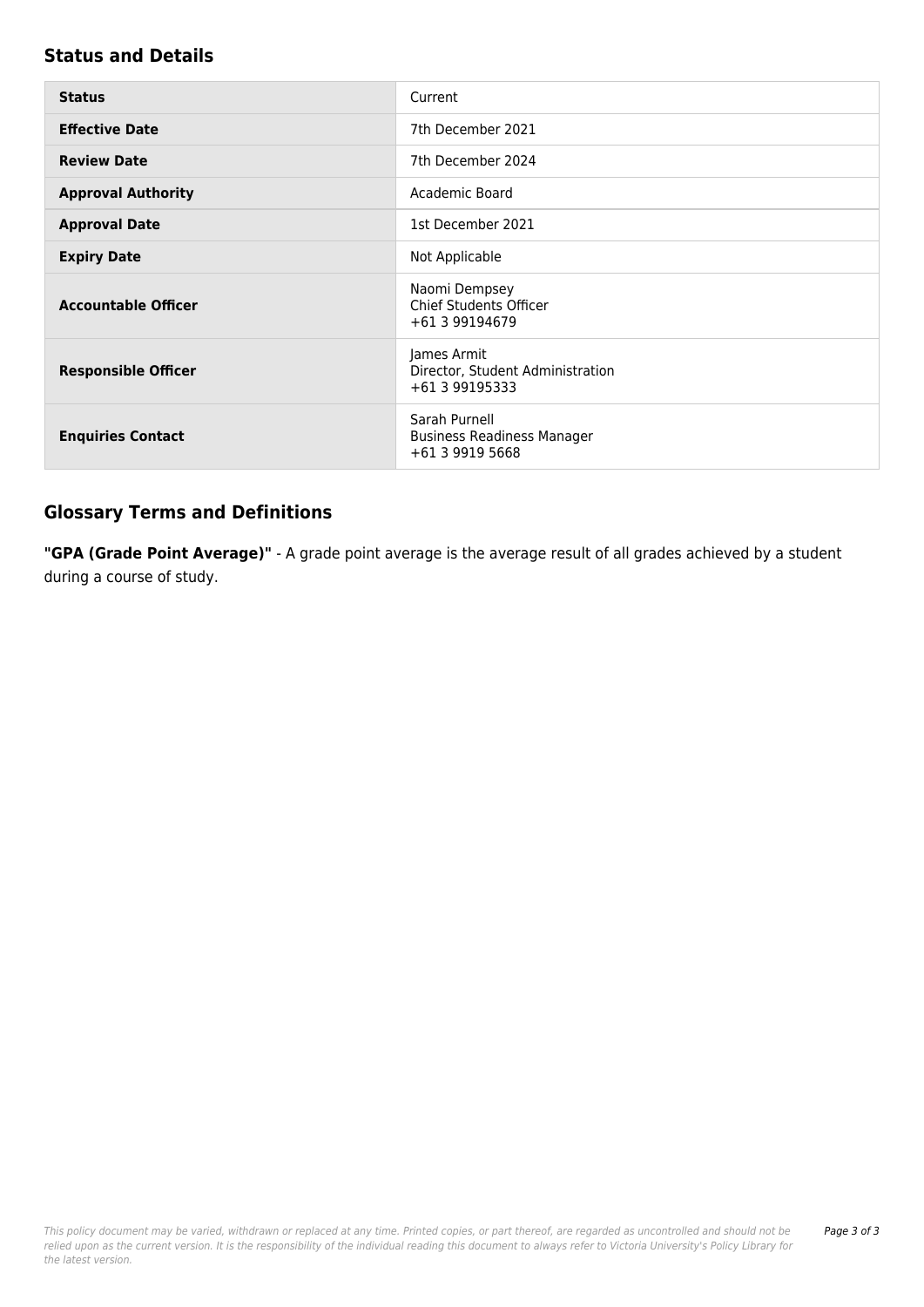## Status and Details

| | |
|---|---|
| **Status** | Current |
| **Effective Date** | 7th December 2021 |
| **Review Date** | 7th December 2024 |
| **Approval Authority** | Academic Board |
| **Approval Date** | 1st December 2021 |
| **Expiry Date** | Not Applicable |
| **Accountable Officer** | Naomi Dempsey<br>Chief Students Officer<br>+61 3 99194679 |
| **Responsible Officer** | James Armit<br>Director, Student Administration<br>+61 3 99195333 |
| **Enquiries Contact** | Sarah Purnell<br>Business Readiness Manager<br>+61 3 9919 5668 |

## Glossary Terms and Definitions

**"GPA (Grade Point Average)"** - A grade point average is the average result of all grades achieved by a student during a course of study.

*This policy document may be varied, withdrawn or replaced at any time. Printed copies, or part thereof, are regarded as uncontrolled and should not be relied upon as the current version. It is the responsibility of the individual reading this document to always refer to Victoria University's Policy Library for the latest version.*